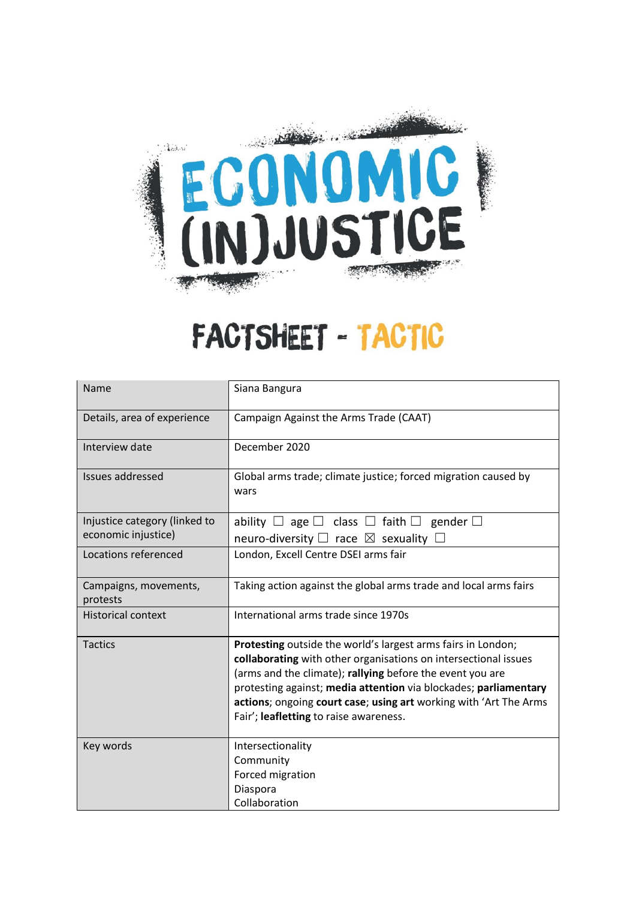# ECONOMIC (IN)JUSTICE

## FACTSHEET - TACTIC

| Name | Siana Bangura |
|---|---|
| Details, area of experience | Campaign Against the Arms Trade (CAAT) |
| Interview date | December 2020 |
| Issues addressed | Global arms trade; climate justice; forced migration caused by wars |
| Injustice category (linked to economic injustice) | ability ☐ age ☐ class ☐ faith ☐ gender ☐ neuro-diversity ☐ race ☒ sexuality ☐ |
| Locations referenced | London, Excell Centre DSEI arms fair |
| Campaigns, movements, protests | Taking action against the global arms trade and local arms fairs |
| Historical context | International arms trade since 1970s |
| Tactics | **Protesting** outside the world's largest arms fairs in London; **collaborating** with other organisations on intersectional issues (arms and the climate); **rallying** before the event you are protesting against; **media attention** via blockades; **parliamentary actions**; ongoing **court case**; **using art** working with 'Art The Arms Fair'; **leafletting** to raise awareness. |
| Key words | Intersectionality<br>Community<br>Forced migration<br>Diaspora<br>Collaboration |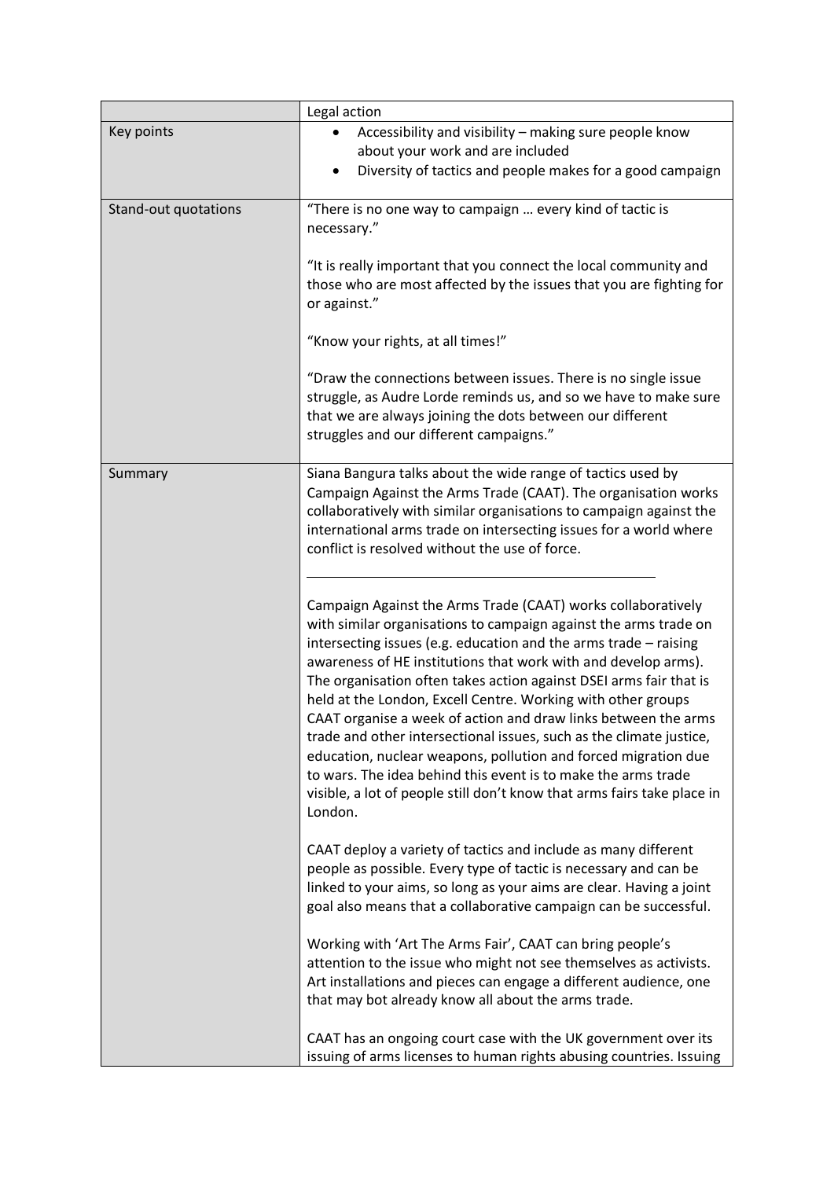| | Legal action |
|---|---|
| Key points | <ul><li>Accessibility and visibility – making sure people know about your work and are included</li><li>Diversity of tactics and people makes for a good campaign</li></ul> |
| Stand-out quotations | "There is no one way to campaign … every kind of tactic is necessary."<br><br>"It is really important that you connect the local community and those who are most affected by the issues that you are fighting for or against."<br><br>"Know your rights, at all times!"<br><br>"Draw the connections between issues. There is no single issue struggle, as Audre Lorde reminds us, and so we have to make sure that we are always joining the dots between our different struggles and our different campaigns." |
| Summary | Siana Bangura talks about the wide range of tactics used by Campaign Against the Arms Trade (CAAT). The organisation works collaboratively with similar organisations to campaign against the international arms trade on intersecting issues for a world where conflict is resolved without the use of force.<br><br>---<br><br>Campaign Against the Arms Trade (CAAT) works collaboratively with similar organisations to campaign against the arms trade on intersecting issues (e.g. education and the arms trade – raising awareness of HE institutions that work with and develop arms). The organisation often takes action against DSEI arms fair that is held at the London, Excell Centre. Working with other groups CAAT organise a week of action and draw links between the arms trade and other intersectional issues, such as the climate justice, education, nuclear weapons, pollution and forced migration due to wars. The idea behind this event is to make the arms trade visible, a lot of people still don't know that arms fairs take place in London.<br><br>CAAT deploy a variety of tactics and include as many different people as possible. Every type of tactic is necessary and can be linked to your aims, so long as your aims are clear. Having a joint goal also means that a collaborative campaign can be successful.<br><br>Working with 'Art The Arms Fair', CAAT can bring people's attention to the issue who might not see themselves as activists. Art installations and pieces can engage a different audience, one that may bot already know all about the arms trade.<br><br>CAAT has an ongoing court case with the UK government over its issuing of arms licenses to human rights abusing countries. Issuing |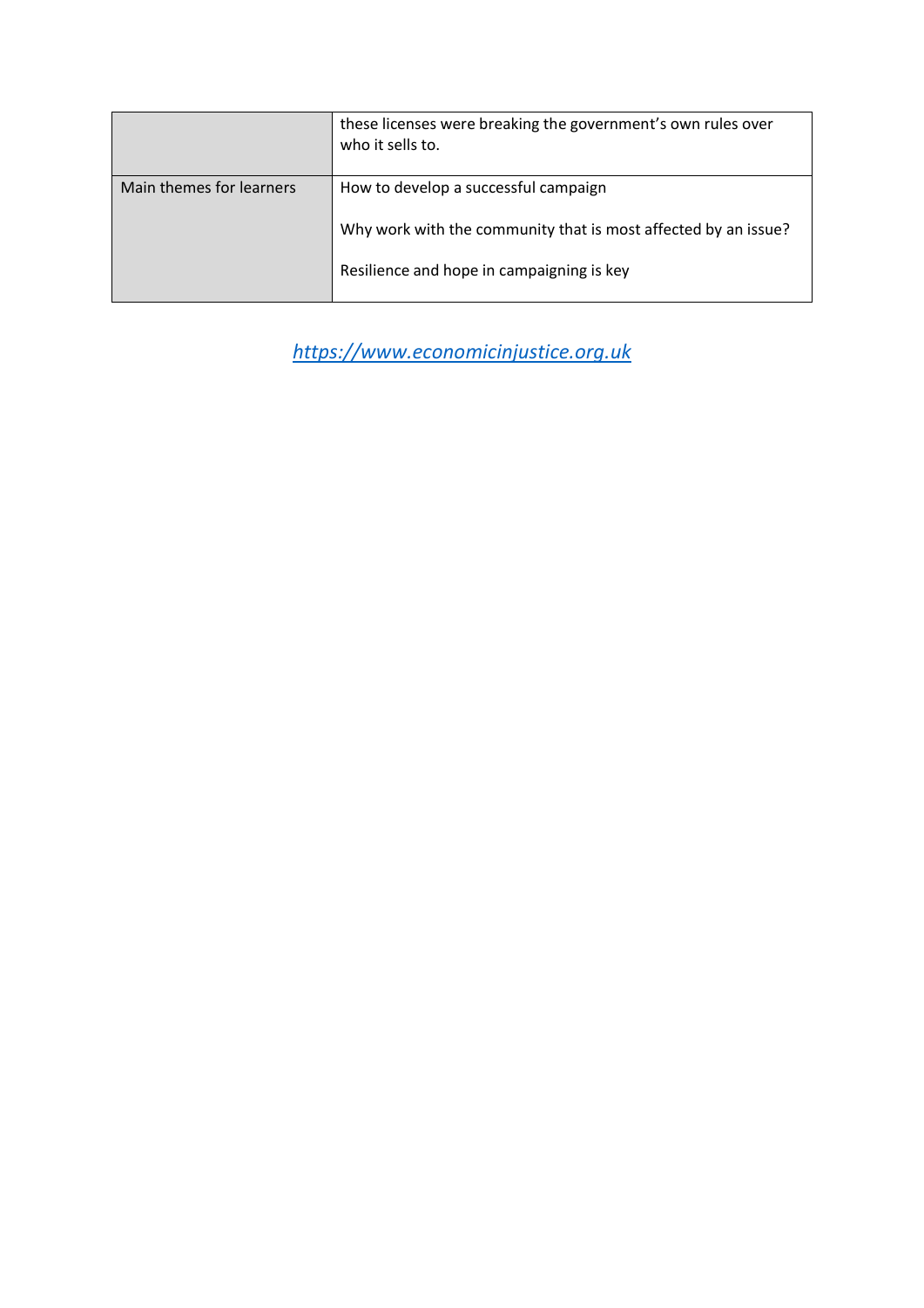| | |
|---|---|
| | these licenses were breaking the government's own rules over who it sells to. |
| Main themes for learners | How to develop a successful campaign<br><br>Why work with the community that is most affected by an issue?<br><br>Resilience and hope in campaigning is key |

*https://www.economicinjustice.org.uk*